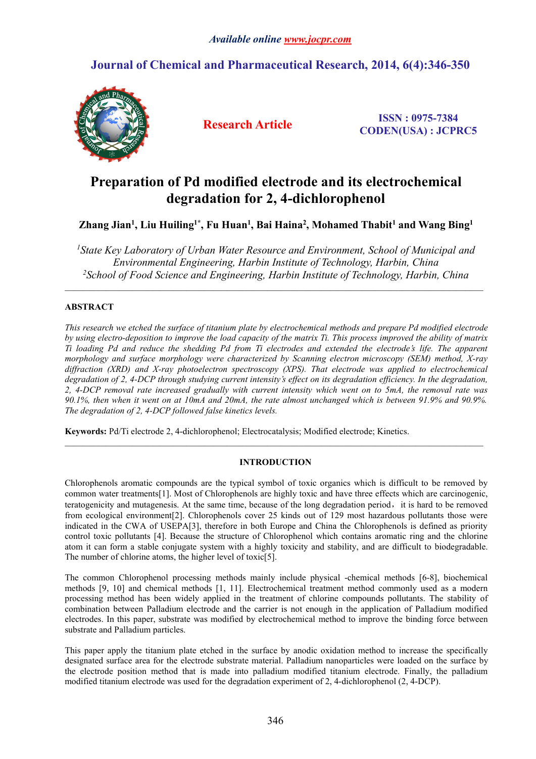*Available online www.jocpr.com*

**Journal of Chemical and Pharmaceutical Research, 2014, 6(4):346-350**

**Research Article**

**ISSN : 0975-7384**
**CODEN(USA) : JCPRC5**

# Preparation of Pd modified electrode and its electrochemical degradation for 2, 4-dichlorophenol

**Zhang Jian[1], Liu Huiling[1*], Fu Huan[1], Bai Haina[2], Mohamed Thabit[1] and Wang Bing[1]**

*[1]State Key Laboratory of Urban Water Resource and Environment, School of Municipal and Environmental Engineering, Harbin Institute of Technology, Harbin, China*
*[2]School of Food Science and Engineering, Harbin Institute of Technology, Harbin, China*

---

## ABSTRACT

*This research we etched the surface of titanium plate by electrochemical methods and prepare Pd modified electrode by using electro-deposition to improve the load capacity of the matrix Ti. This process improved the ability of matrix Ti loading Pd and reduce the shedding Pd from Ti electrodes and extended the electrode's life. The apparent morphology and surface morphology were characterized by Scanning electron microscopy (SEM) method, X-ray diffraction (XRD) and X-ray photoelectron spectroscopy (XPS). That electrode was applied to electrochemical degradation of 2, 4-DCP through studying current intensity's effect on its degradation efficiency. In the degradation, 2, 4-DCP removal rate increased gradually with current intensity which went on to 5mA, the removal rate was 90.1%, then when it went on at 10mA and 20mA, the rate almost unchanged which is between 91.9% and 90.9%. The degradation of 2, 4-DCP followed false kinetics levels.*

**Keywords:** Pd/Ti electrode 2, 4-dichlorophenol; Electrocatalysis; Modified electrode; Kinetics.

---

## INTRODUCTION

Chlorophenols aromatic compounds are the typical symbol of toxic organics which is difficult to be removed by common water treatments[1]. Most of Chlorophenols are highly toxic and have three effects which are carcinogenic, teratogenicity and mutagenesis. At the same time, because of the long degradation period，it is hard to be removed from ecological environment[2]. Chlorophenols cover 25 kinds out of 129 most hazardous pollutants those were indicated in the CWA of USEPA[3], therefore in both Europe and China the Chlorophenols is defined as priority control toxic pollutants [4]. Because the structure of Chlorophenol which contains aromatic ring and the chlorine atom it can form a stable conjugate system with a highly toxicity and stability, and are difficult to biodegradable. The number of chlorine atoms, the higher level of toxic[5].

The common Chlorophenol processing methods mainly include physical -chemical methods [6-8], biochemical methods [9, 10] and chemical methods [1, 11]. Electrochemical treatment method commonly used as a modern processing method has been widely applied in the treatment of chlorine compounds pollutants. The stability of combination between Palladium electrode and the carrier is not enough in the application of Palladium modified electrodes. In this paper, substrate was modified by electrochemical method to improve the binding force between substrate and Palladium particles.

This paper apply the titanium plate etched in the surface by anodic oxidation method to increase the specifically designated surface area for the electrode substrate material. Palladium nanoparticles were loaded on the surface by the electrode position method that is made into palladium modified titanium electrode. Finally, the palladium modified titanium electrode was used for the degradation experiment of 2, 4-dichlorophenol (2, 4-DCP).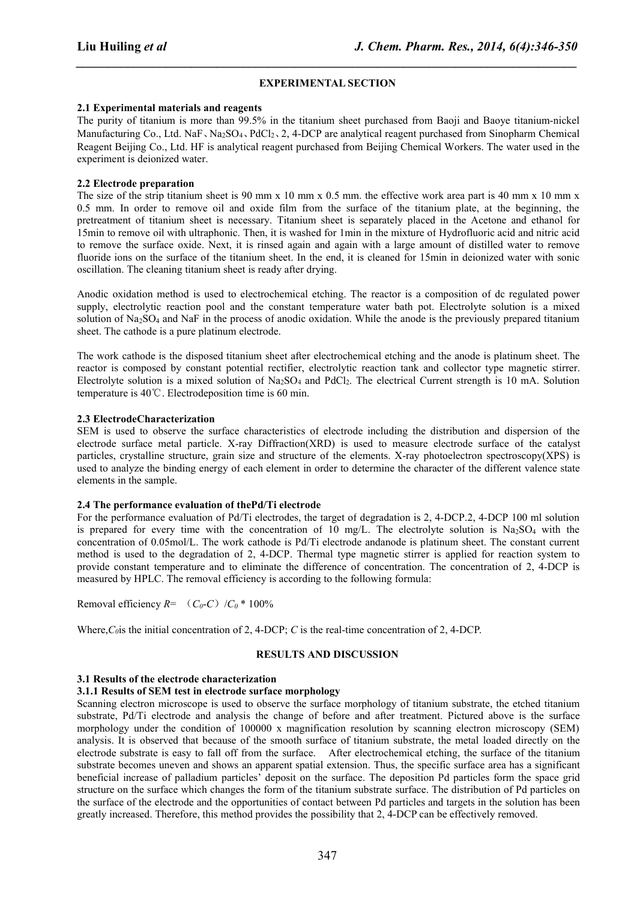## EXPERIMENTAL SECTION

### 2.1 Experimental materials and reagents

The purity of titanium is more than 99.5% in the titanium sheet purchased from Baoji and Baoye titanium-nickel Manufacturing Co., Ltd. NaF、$Na_2SO_4$、$PdCl_2$、2, 4-DCP are analytical reagent purchased from Sinopharm Chemical Reagent Beijing Co., Ltd. HF is analytical reagent purchased from Beijing Chemical Workers. The water used in the experiment is deionized water.

### 2.2 Electrode preparation

The size of the strip titanium sheet is 90 mm x 10 mm x 0.5 mm. the effective work area part is 40 mm x 10 mm x 0.5 mm. In order to remove oil and oxide film from the surface of the titanium plate, at the beginning, the pretreatment of titanium sheet is necessary. Titanium sheet is separately placed in the Acetone and ethanol for 15min to remove oil with ultraphonic. Then, it is washed for 1min in the mixture of Hydrofluoric acid and nitric acid to remove the surface oxide. Next, it is rinsed again and again with a large amount of distilled water to remove fluoride ions on the surface of the titanium sheet. In the end, it is cleaned for 15min in deionized water with sonic oscillation. The cleaning titanium sheet is ready after drying.

Anodic oxidation method is used to electrochemical etching. The reactor is a composition of dc regulated power supply, electrolytic reaction pool and the constant temperature water bath pot. Electrolyte solution is a mixed solution of $Na_2SO_4$ and NaF in the process of anodic oxidation. While the anode is the previously prepared titanium sheet. The cathode is a pure platinum electrode.

The work cathode is the disposed titanium sheet after electrochemical etching and the anode is platinum sheet. The reactor is composed by constant potential rectifier, electrolytic reaction tank and collector type magnetic stirrer. Electrolyte solution is a mixed solution of $Na_2SO_4$ and $PdCl_2$. The electrical Current strength is 10 mA. Solution temperature is 40℃. Electrodeposition time is 60 min.

### 2.3 ElectrodeCharacterization

SEM is used to observe the surface characteristics of electrode including the distribution and dispersion of the electrode surface metal particle. X-ray Diffraction(XRD) is used to measure electrode surface of the catalyst particles, crystalline structure, grain size and structure of the elements. X-ray photoelectron spectroscopy(XPS) is used to analyze the binding energy of each element in order to determine the character of the different valence state elements in the sample.

### 2.4 The performance evaluation of thePd/Ti electrode

For the performance evaluation of Pd/Ti electrodes, the target of degradation is 2, 4-DCP.2, 4-DCP 100 ml solution is prepared for every time with the concentration of 10 mg/L. The electrolyte solution is $Na_2SO_4$ with the concentration of 0.05mol/L. The work cathode is Pd/Ti electrode andanode is platinum sheet. The constant current method is used to the degradation of 2, 4-DCP. Thermal type magnetic stirrer is applied for reaction system to provide constant temperature and to eliminate the difference of concentration. The concentration of 2, 4-DCP is measured by HPLC. The removal efficiency is according to the following formula:

Removal efficiency $R = (C_0 - C)/C_0 * 100\%$

Where,$C_0$is the initial concentration of 2, 4-DCP; $C$ is the real-time concentration of 2, 4-DCP.

## RESULTS AND DISCUSSION

### 3.1 Results of the electrode characterization

#### 3.1.1 Results of SEM test in electrode surface morphology

Scanning electron microscope is used to observe the surface morphology of titanium substrate, the etched titanium substrate, Pd/Ti electrode and analysis the change of before and after treatment. Pictured above is the surface morphology under the condition of 100000 x magnification resolution by scanning electron microscopy (SEM) analysis. It is observed that because of the smooth surface of titanium substrate, the metal loaded directly on the electrode substrate is easy to fall off from the surface. After electrochemical etching, the surface of the titanium substrate becomes uneven and shows an apparent spatial extension. Thus, the specific surface area has a significant beneficial increase of palladium particles' deposit on the surface. The deposition Pd particles form the space grid structure on the surface which changes the form of the titanium substrate surface. The distribution of Pd particles on the surface of the electrode and the opportunities of contact between Pd particles and targets in the solution has been greatly increased. Therefore, this method provides the possibility that 2, 4-DCP can be effectively removed.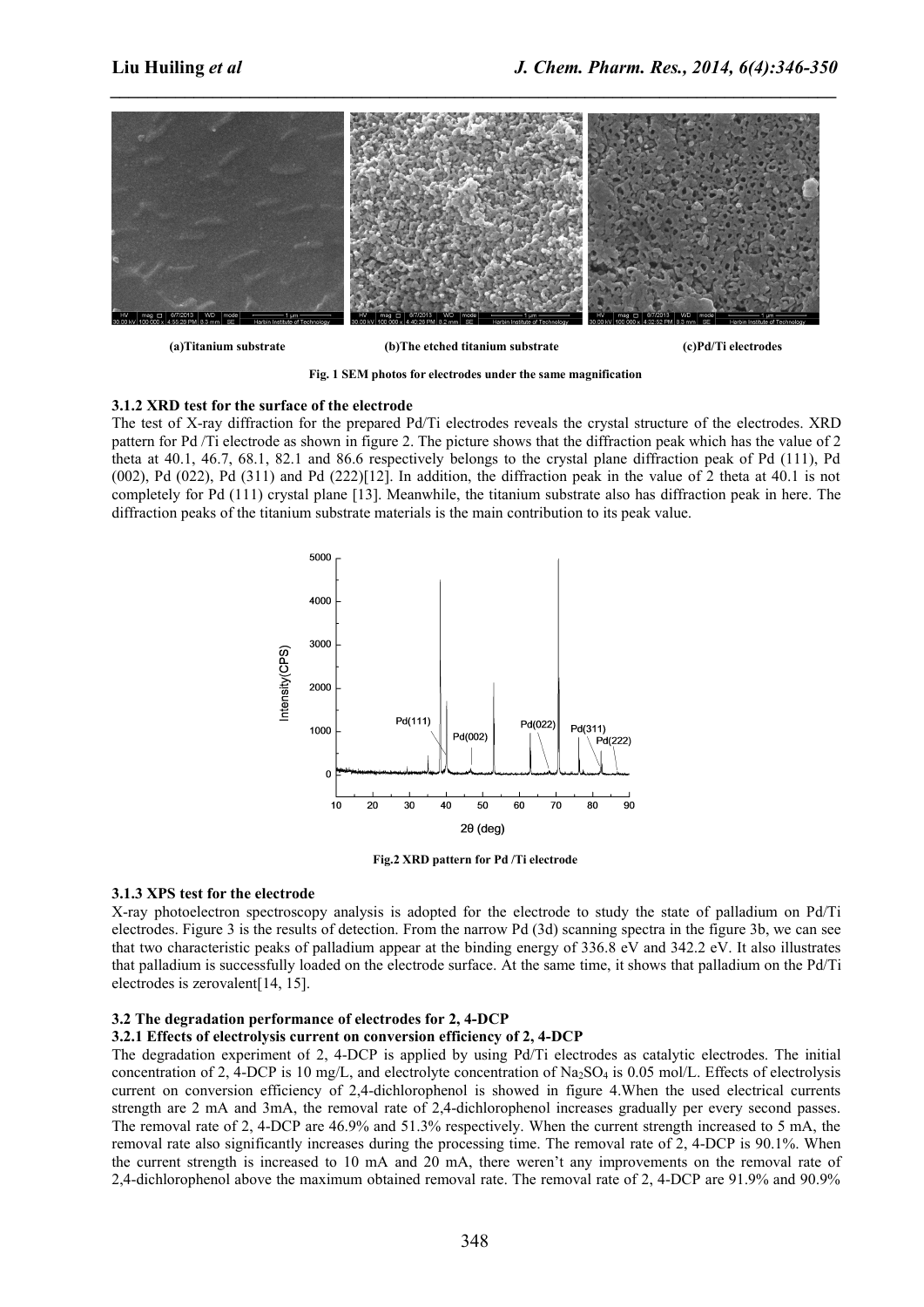(a)Titanium substrate (b)The etched titanium substrate (c)Pd/Ti electrodes

**Fig. 1 SEM photos for electrodes under the same magnification**

### 3.1.2 XRD test for the surface of the electrode

The test of X-ray diffraction for the prepared Pd/Ti electrodes reveals the crystal structure of the electrodes. XRD pattern for Pd /Ti electrode as shown in figure 2. The picture shows that the diffraction peak which has the value of 2 theta at 40.1, 46.7, 68.1, 82.1 and 86.6 respectively belongs to the crystal plane diffraction peak of Pd (111), Pd (002), Pd (022), Pd (311) and Pd (222)[12]. In addition, the diffraction peak in the value of 2 theta at 40.1 is not completely for Pd (111) crystal plane [13]. Meanwhile, the titanium substrate also has diffraction peak in here. The diffraction peaks of the titanium substrate materials is the main contribution to its peak value.

**Fig.2 XRD pattern for Pd /Ti electrode**

### 3.1.3 XPS test for the electrode

X-ray photoelectron spectroscopy analysis is adopted for the electrode to study the state of palladium on Pd/Ti electrodes. Figure 3 is the results of detection. From the narrow Pd (3d) scanning spectra in the figure 3b, we can see that two characteristic peaks of palladium appear at the binding energy of 336.8 eV and 342.2 eV. It also illustrates that palladium is successfully loaded on the electrode surface. At the same time, it shows that palladium on the Pd/Ti electrodes is zerovalent[14, 15].

## 3.2 The degradation performance of electrodes for 2, 4-DCP

### 3.2.1 Effects of electrolysis current on conversion efficiency of 2, 4-DCP

The degradation experiment of 2, 4-DCP is applied by using Pd/Ti electrodes as catalytic electrodes. The initial concentration of 2, 4-DCP is 10 mg/L, and electrolyte concentration of $Na_2SO_4$ is 0.05 mol/L. Effects of electrolysis current on conversion efficiency of 2,4-dichlorophenol is showed in figure 4.When the used electrical currents strength are 2 mA and 3mA, the removal rate of 2,4-dichlorophenol increases gradually per every second passes. The removal rate of 2, 4-DCP are 46.9% and 51.3% respectively. When the current strength increased to 5 mA, the removal rate also significantly increases during the processing time. The removal rate of 2, 4-DCP is 90.1%. When the current strength is increased to 10 mA and 20 mA, there weren't any improvements on the removal rate of 2,4-dichlorophenol above the maximum obtained removal rate. The removal rate of 2, 4-DCP are 91.9% and 90.9%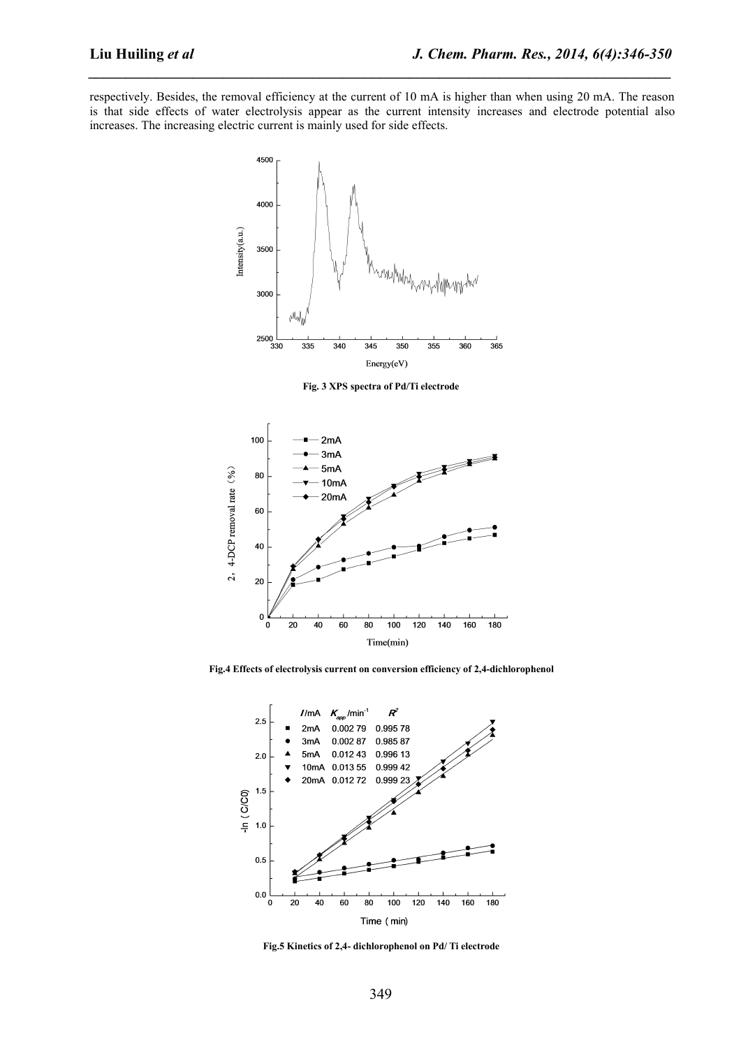respectively. Besides, the removal efficiency at the current of 10 mA is higher than when using 20 mA. The reason is that side effects of water electrolysis appear as the current intensity increases and electrode potential also increases. The increasing electric current is mainly used for side effects.

**Fig. 3 XPS spectra of Pd/Ti electrode**

**Fig.4 Effects of electrolysis current on conversion efficiency of 2,4-dichlorophenol**

| $I$/mA | $K_{app}$/min$^{-1}$ | $R^2$ |
| --- | --- | --- |
| 2mA | 0.002 79 | 0.995 78 |
| 3mA | 0.002 87 | 0.985 87 |
| 5mA | 0.012 43 | 0.996 13 |
| 10mA | 0.013 55 | 0.999 42 |
| 20mA | 0.012 72 | 0.999 23 |

**Fig.5 Kinetics of 2,4- dichlorophenol on Pd/ Ti electrode**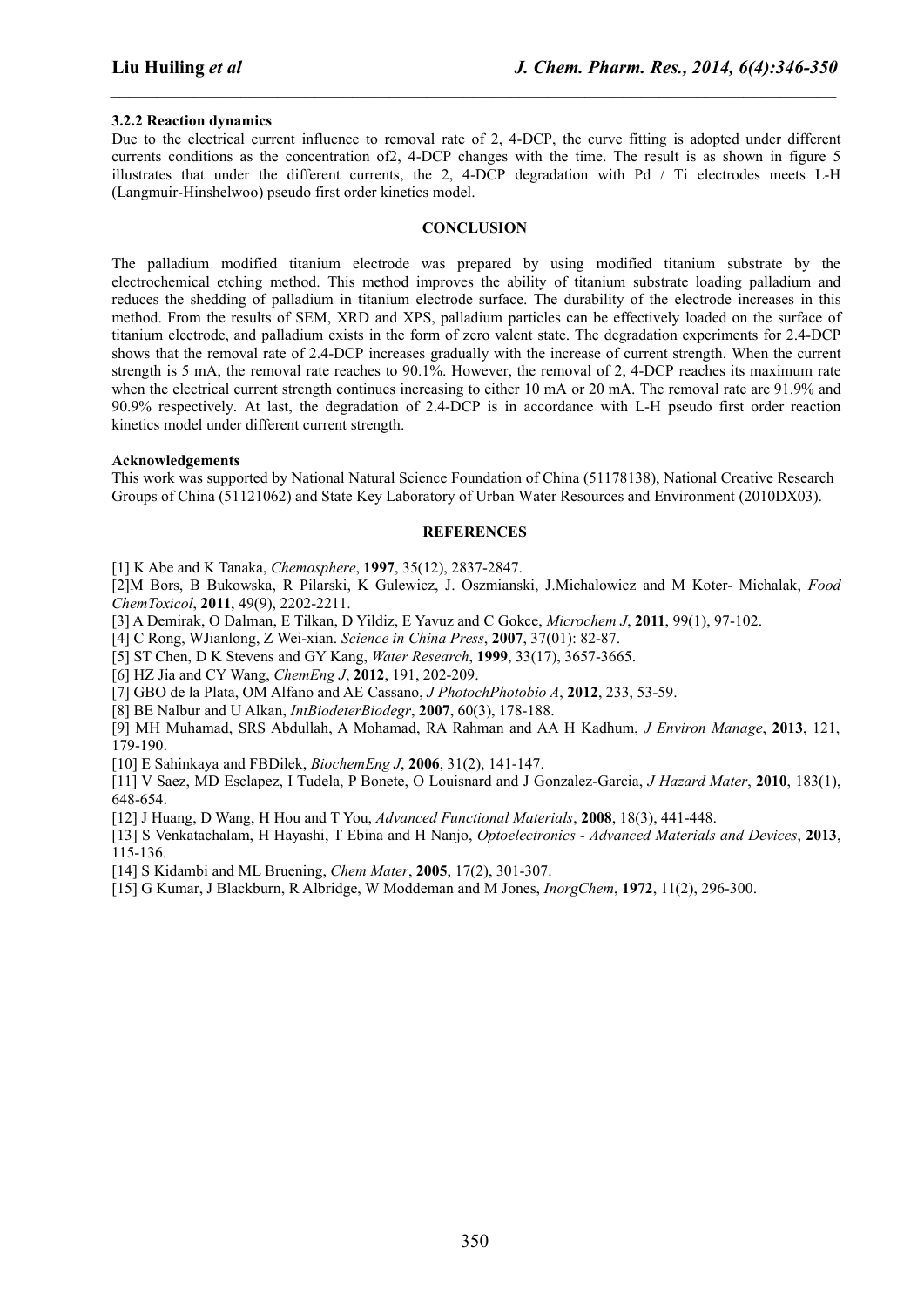### 3.2.2 Reaction dynamics

Due to the electrical current influence to removal rate of 2, 4-DCP, the curve fitting is adopted under different currents conditions as the concentration of2, 4-DCP changes with the time. The result is as shown in figure 5 illustrates that under the different currents, the 2, 4-DCP degradation with Pd / Ti electrodes meets L-H (Langmuir-Hinshelwoo) pseudo first order kinetics model.

## CONCLUSION

The palladium modified titanium electrode was prepared by using modified titanium substrate by the electrochemical etching method. This method improves the ability of titanium substrate loading palladium and reduces the shedding of palladium in titanium electrode surface. The durability of the electrode increases in this method. From the results of SEM, XRD and XPS, palladium particles can be effectively loaded on the surface of titanium electrode, and palladium exists in the form of zero valent state. The degradation experiments for 2.4-DCP shows that the removal rate of 2.4-DCP increases gradually with the increase of current strength. When the current strength is 5 mA, the removal rate reaches to 90.1%. However, the removal of 2, 4-DCP reaches its maximum rate when the electrical current strength continues increasing to either 10 mA or 20 mA. The removal rate are 91.9% and 90.9% respectively. At last, the degradation of 2.4-DCP is in accordance with L-H pseudo first order reaction kinetics model under different current strength.

**Acknowledgements**

This work was supported by National Natural Science Foundation of China (51178138), National Creative Research Groups of China (51121062) and State Key Laboratory of Urban Water Resources and Environment (2010DX03).

## REFERENCES

[1] K Abe and K Tanaka, *Chemosphere*, **1997**, 35(12), 2837-2847.

[2]M Bors, B Bukowska, R Pilarski, K Gulewicz, J. Oszmianski, J.Michalowicz and M Koter- Michalak, *Food ChemToxicol*, **2011**, 49(9), 2202-2211.

[3] A Demirak, O Dalman, E Tilkan, D Yildiz, E Yavuz and C Gokce, *Microchem J*, **2011**, 99(1), 97-102.

[4] C Rong, WJianlong, Z Wei-xian. *Science in China Press*, **2007**, 37(01): 82-87.

[5] ST Chen, D K Stevens and GY Kang, *Water Research*, **1999**, 33(17), 3657-3665.

[6] HZ Jia and CY Wang, *ChemEng J*, **2012**, 191, 202-209.

[7] GBO de la Plata, OM Alfano and AE Cassano, *J PhotochPhotobio A*, **2012**, 233, 53-59.

[8] BE Nalbur and U Alkan, *IntBiodeterBiodegr*, **2007**, 60(3), 178-188.

[9] MH Muhamad, SRS Abdullah, A Mohamad, RA Rahman and AA H Kadhum, *J Environ Manage*, **2013**, 121, 179-190.

[10] E Sahinkaya and FBDilek, *BiochemEng J*, **2006**, 31(2), 141-147.

[11] V Saez, MD Esclapez, I Tudela, P Bonete, O Louisnard and J Gonzalez-Garcia, *J Hazard Mater*, **2010**, 183(1), 648-654.

[12] J Huang, D Wang, H Hou and T You, *Advanced Functional Materials*, **2008**, 18(3), 441-448.

[13] S Venkatachalam, H Hayashi, T Ebina and H Nanjo, *Optoelectronics - Advanced Materials and Devices*, **2013**, 115-136.

[14] S Kidambi and ML Bruening, *Chem Mater*, **2005**, 17(2), 301-307.

[15] G Kumar, J Blackburn, R Albridge, W Moddeman and M Jones, *InorgChem*, **1972**, 11(2), 296-300.